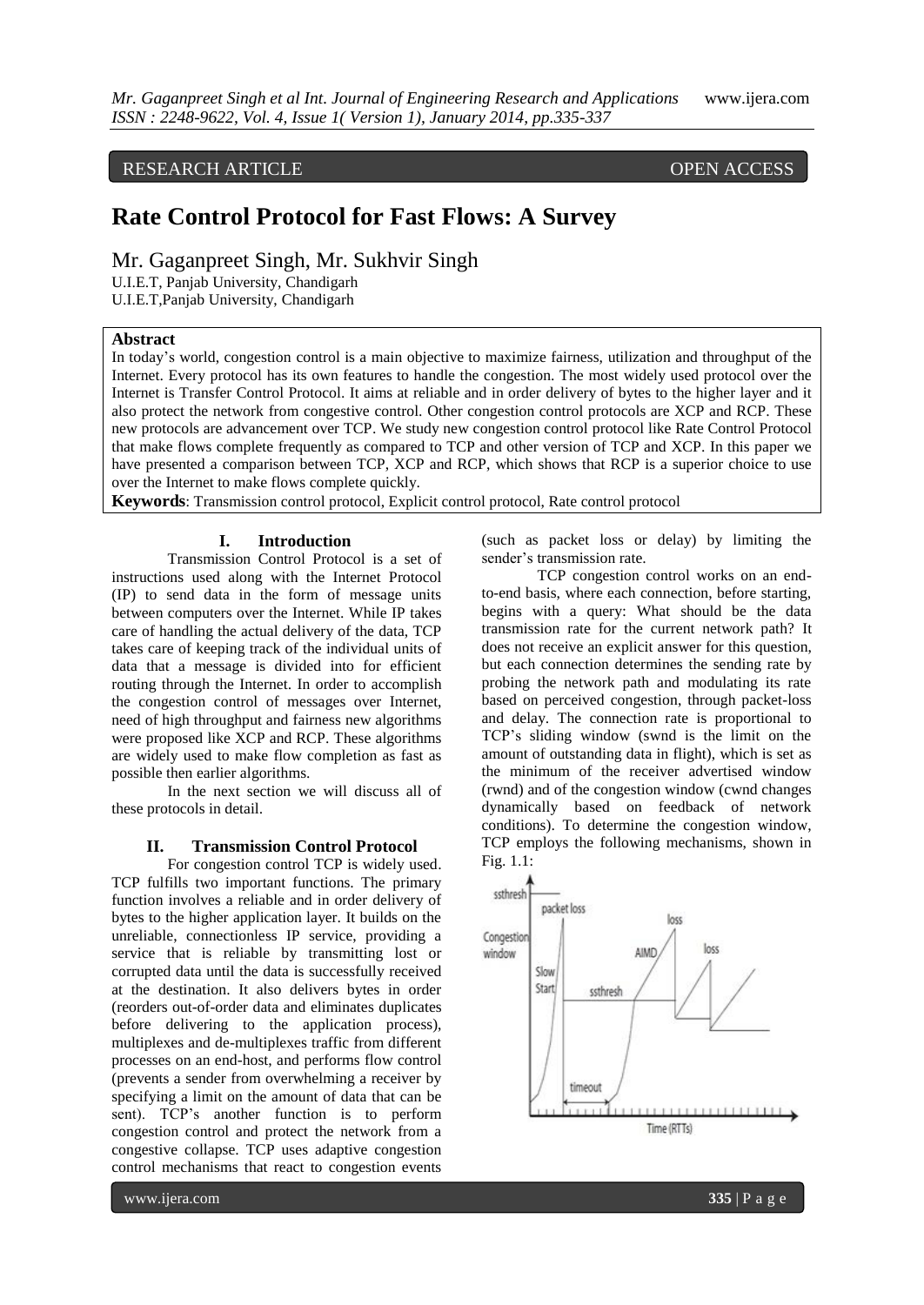RESEARCH ARTICLE OPEN ACCESS

# Rate Control Protocol for Fast Flows: A Survey

Mr. Gaganpreet Singh, Mr. Sukhvir Singh

U.I.E.T, Panjab University, Chandigarh
U.I.E.T,Panjab University, Chandigarh

## Abstract

In today's world, congestion control is a main objective to maximize fairness, utilization and throughput of the Internet. Every protocol has its own features to handle the congestion. The most widely used protocol over the Internet is Transfer Control Protocol. It aims at reliable and in order delivery of bytes to the higher layer and it also protect the network from congestive control. Other congestion control protocols are XCP and RCP. These new protocols are advancement over TCP. We study new congestion control protocol like Rate Control Protocol that make flows complete frequently as compared to TCP and other version of TCP and XCP. In this paper we have presented a comparison between TCP, XCP and RCP, which shows that RCP is a superior choice to use over the Internet to make flows complete quickly.

**Keywords**: Transmission control protocol, Explicit control protocol, Rate control protocol

## I. Introduction

Transmission Control Protocol is a set of instructions used along with the Internet Protocol (IP) to send data in the form of message units between computers over the Internet. While IP takes care of handling the actual delivery of the data, TCP takes care of keeping track of the individual units of data that a message is divided into for efficient routing through the Internet. In order to accomplish the congestion control of messages over Internet, need of high throughput and fairness new algorithms were proposed like XCP and RCP. These algorithms are widely used to make flow completion as fast as possible then earlier algorithms.

In the next section we will discuss all of these protocols in detail.

## II. Transmission Control Protocol

For congestion control TCP is widely used. TCP fulfills two important functions. The primary function involves a reliable and in order delivery of bytes to the higher application layer. It builds on the unreliable, connectionless IP service, providing a service that is reliable by transmitting lost or corrupted data until the data is successfully received at the destination. It also delivers bytes in order (reorders out-of-order data and eliminates duplicates before delivering to the application process), multiplexes and de-multiplexes traffic from different processes on an end-host, and performs flow control (prevents a sender from overwhelming a receiver by specifying a limit on the amount of data that can be sent). TCP's another function is to perform congestion control and protect the network from a congestive collapse. TCP uses adaptive congestion control mechanisms that react to congestion events (such as packet loss or delay) by limiting the sender's transmission rate.

TCP congestion control works on an end-to-end basis, where each connection, before starting, begins with a query: What should be the data transmission rate for the current network path? It does not receive an explicit answer for this question, but each connection determines the sending rate by probing the network path and modulating its rate based on perceived congestion, through packet-loss and delay. The connection rate is proportional to TCP's sliding window (swnd is the limit on the amount of outstanding data in flight), which is set as the minimum of the receiver advertised window (rwnd) and of the congestion window (cwnd changes dynamically based on feedback of network conditions). To determine the congestion window, TCP employs the following mechanisms, shown in Fig. 1.1: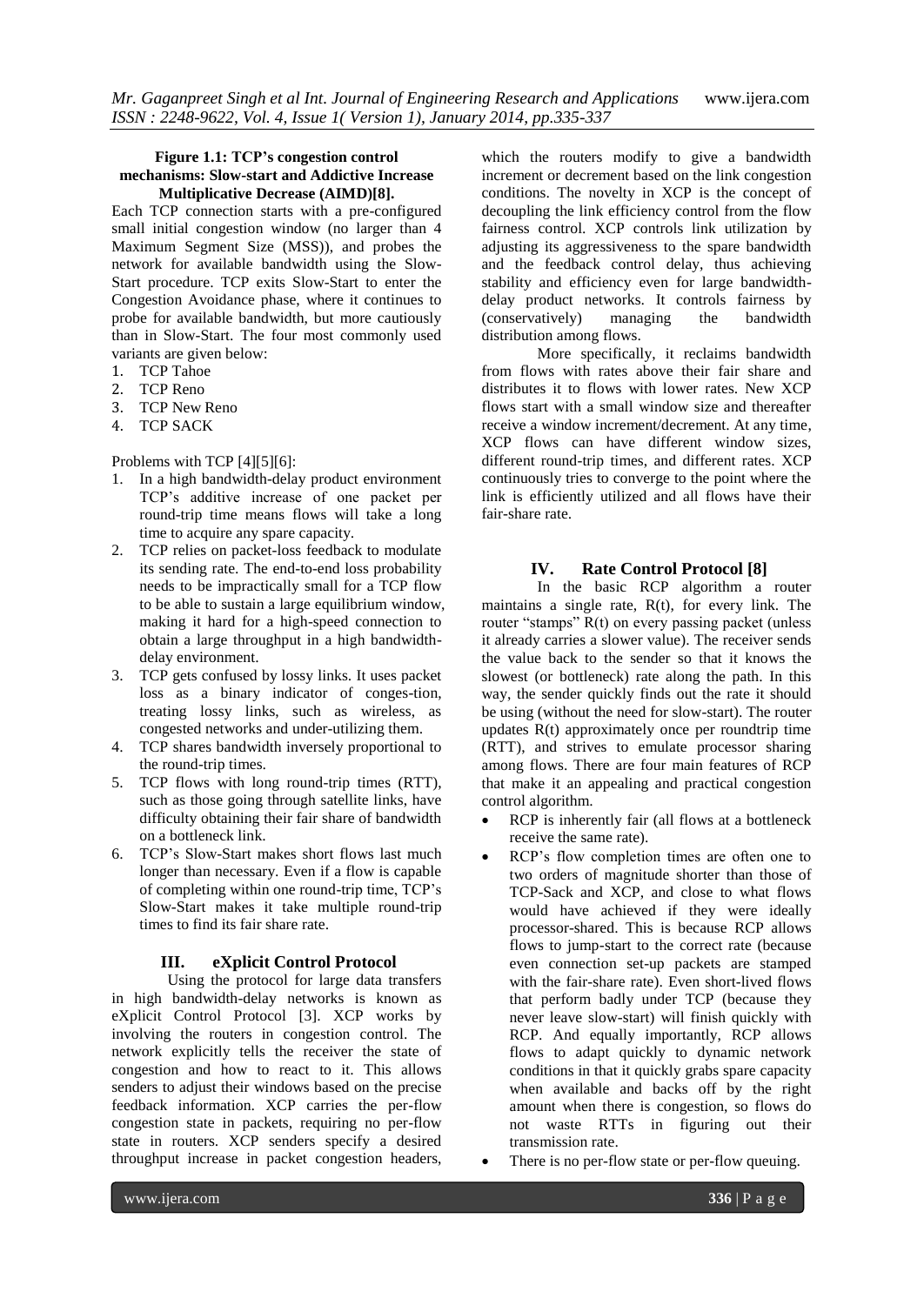**Figure 1.1: TCP's congestion control mechanisms: Slow-start and Addictive Increase Multiplicative Decrease (AIMD)[8].**

Each TCP connection starts with a pre-configured small initial congestion window (no larger than 4 Maximum Segment Size (MSS)), and probes the network for available bandwidth using the Slow-Start procedure. TCP exits Slow-Start to enter the Congestion Avoidance phase, where it continues to probe for available bandwidth, but more cautiously than in Slow-Start. The four most commonly used variants are given below:

1. TCP Tahoe
2. TCP Reno
3. TCP New Reno
4. TCP SACK

Problems with TCP [4][5][6]:

1. In a high bandwidth-delay product environment TCP's additive increase of one packet per round-trip time means flows will take a long time to acquire any spare capacity.
2. TCP relies on packet-loss feedback to modulate its sending rate. The end-to-end loss probability needs to be impractically small for a TCP flow to be able to sustain a large equilibrium window, making it hard for a high-speed connection to obtain a large throughput in a high bandwidth-delay environment.
3. TCP gets confused by lossy links. It uses packet loss as a binary indicator of conges-tion, treating lossy links, such as wireless, as congested networks and under-utilizing them.
4. TCP shares bandwidth inversely proportional to the round-trip times.
5. TCP flows with long round-trip times (RTT), such as those going through satellite links, have difficulty obtaining their fair share of bandwidth on a bottleneck link.
6. TCP's Slow-Start makes short flows last much longer than necessary. Even if a flow is capable of completing within one round-trip time, TCP's Slow-Start makes it take multiple round-trip times to find its fair share rate.

## III. eXplicit Control Protocol

Using the protocol for large data transfers in high bandwidth-delay networks is known as eXplicit Control Protocol [3]. XCP works by involving the routers in congestion control. The network explicitly tells the receiver the state of congestion and how to react to it. This allows senders to adjust their windows based on the precise feedback information. XCP carries the per-flow congestion state in packets, requiring no per-flow state in routers. XCP senders specify a desired throughput increase in packet congestion headers, which the routers modify to give a bandwidth increment or decrement based on the link congestion conditions. The novelty in XCP is the concept of decoupling the link efficiency control from the flow fairness control. XCP controls link utilization by adjusting its aggressiveness to the spare bandwidth and the feedback control delay, thus achieving stability and efficiency even for large bandwidth-delay product networks. It controls fairness by (conservatively) managing the bandwidth distribution among flows.

More specifically, it reclaims bandwidth from flows with rates above their fair share and distributes it to flows with lower rates. New XCP flows start with a small window size and thereafter receive a window increment/decrement. At any time, XCP flows can have different window sizes, different round-trip times, and different rates. XCP continuously tries to converge to the point where the link is efficiently utilized and all flows have their fair-share rate.

## IV. Rate Control Protocol [8]

In the basic RCP algorithm a router maintains a single rate, $R(t)$, for every link. The router "stamps" $R(t)$ on every passing packet (unless it already carries a slower value). The receiver sends the value back to the sender so that it knows the slowest (or bottleneck) rate along the path. In this way, the sender quickly finds out the rate it should be using (without the need for slow-start). The router updates $R(t)$ approximately once per roundtrip time (RTT), and strives to emulate processor sharing among flows. There are four main features of RCP that make it an appealing and practical congestion control algorithm.

- RCP is inherently fair (all flows at a bottleneck receive the same rate).
- RCP's flow completion times are often one to two orders of magnitude shorter than those of TCP-Sack and XCP, and close to what flows would have achieved if they were ideally processor-shared. This is because RCP allows flows to jump-start to the correct rate (because even connection set-up packets are stamped with the fair-share rate). Even short-lived flows that perform badly under TCP (because they never leave slow-start) will finish quickly with RCP. And equally importantly, RCP allows flows to adapt quickly to dynamic network conditions in that it quickly grabs spare capacity when available and backs off by the right amount when there is congestion, so flows do not waste RTTs in figuring out their transmission rate.
- There is no per-flow state or per-flow queuing.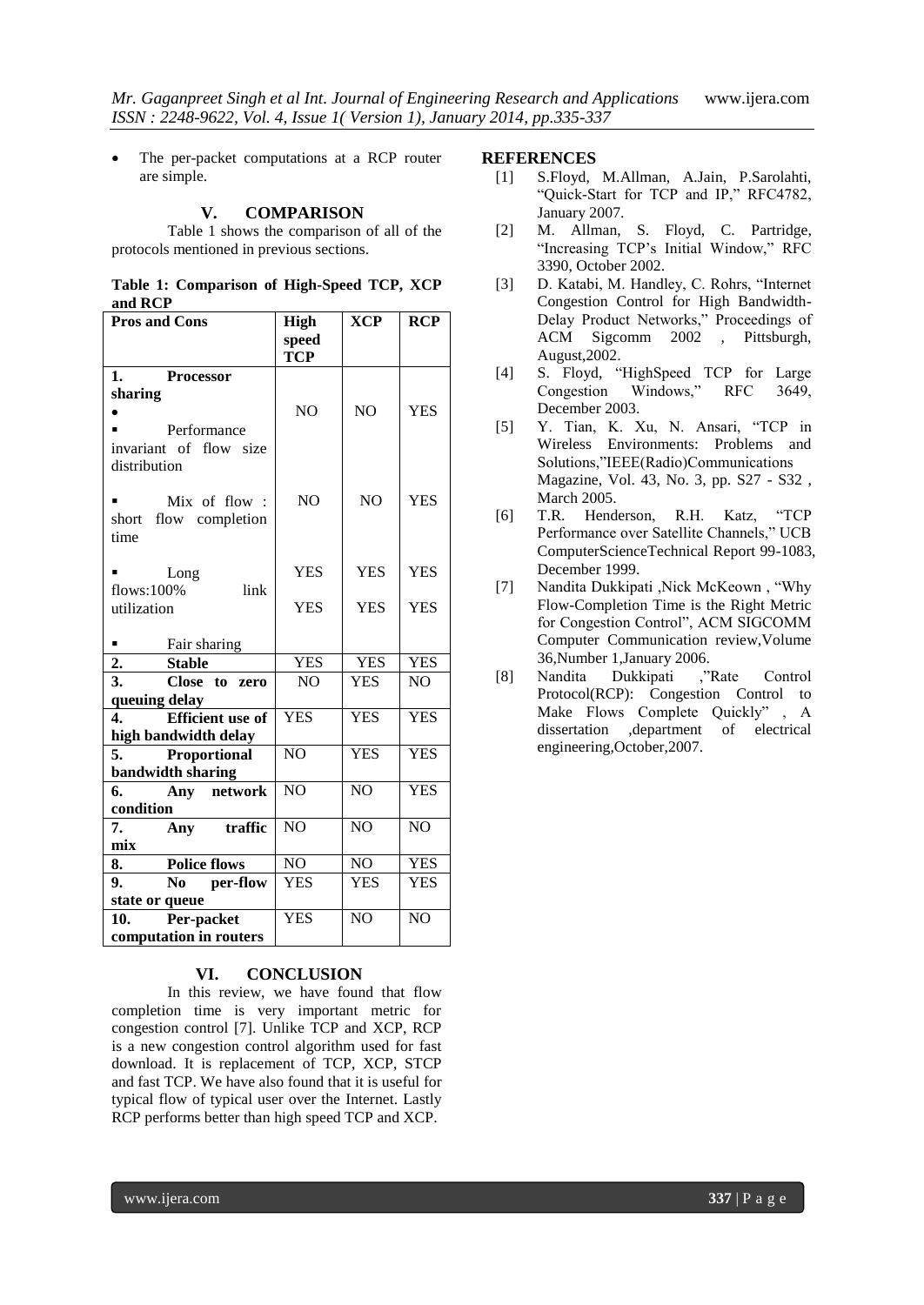- The per-packet computations at a RCP router are simple.

## V. COMPARISON

Table 1 shows the comparison of all of the protocols mentioned in previous sections.

**Table 1: Comparison of High-Speed TCP, XCP and RCP**

| Pros and Cons | High speed TCP | XCP | RCP |
|---|---|---|---|
| **1. Processor sharing** | | | |
| ▪ Performance invariant of flow size distribution | NO | NO | YES |
| ▪ Mix of flow : short flow completion time | NO | NO | YES |
| ▪ Long flows:100% link utilization | YES | YES | YES |
| ▪ Fair sharing | YES | YES | YES |
| **2. Stable** | YES | YES | YES |
| **3. Close to zero queuing delay** | NO | YES | NO |
| **4. Efficient use of high bandwidth delay** | YES | YES | YES |
| **5. Proportional bandwidth sharing** | NO | YES | YES |
| **6. Any network condition** | NO | NO | YES |
| **7. Any traffic mix** | NO | NO | NO |
| **8. Police flows** | NO | NO | YES |
| **9. No per-flow state or queue** | YES | YES | YES |
| **10. Per-packet computation in routers** | YES | NO | NO |

## VI. CONCLUSION

In this review, we have found that flow completion time is very important metric for congestion control [7]. Unlike TCP and XCP, RCP is a new congestion control algorithm used for fast download. It is replacement of TCP, XCP, STCP and fast TCP. We have also found that it is useful for typical flow of typical user over the Internet. Lastly RCP performs better than high speed TCP and XCP.

## REFERENCES

[1] S.Floyd, M.Allman, A.Jain, P.Sarolahti, "Quick-Start for TCP and IP," RFC4782, January 2007.

[2] M. Allman, S. Floyd, C. Partridge, "Increasing TCP's Initial Window," RFC 3390, October 2002.

[3] D. Katabi, M. Handley, C. Rohrs, "Internet Congestion Control for High Bandwidth-Delay Product Networks," Proceedings of ACM Sigcomm 2002 , Pittsburgh, August,2002.

[4] S. Floyd, "HighSpeed TCP for Large Congestion Windows," RFC 3649, December 2003.

[5] Y. Tian, K. Xu, N. Ansari, "TCP in Wireless Environments: Problems and Solutions,"IEEE(Radio)Communications Magazine, Vol. 43, No. 3, pp. S27 - S32 , March 2005.

[6] T.R. Henderson, R.H. Katz, "TCP Performance over Satellite Channels," UCB ComputerScienceTechnical Report 99-1083, December 1999.

[7] Nandita Dukkipati ,Nick McKeown , "Why Flow-Completion Time is the Right Metric for Congestion Control", ACM SIGCOMM Computer Communication review,Volume 36,Number 1,January 2006.

[8] Nandita Dukkipati ,"Rate Control Protocol(RCP): Congestion Control to Make Flows Complete Quickly" , A dissertation ,department of electrical engineering,October,2007.